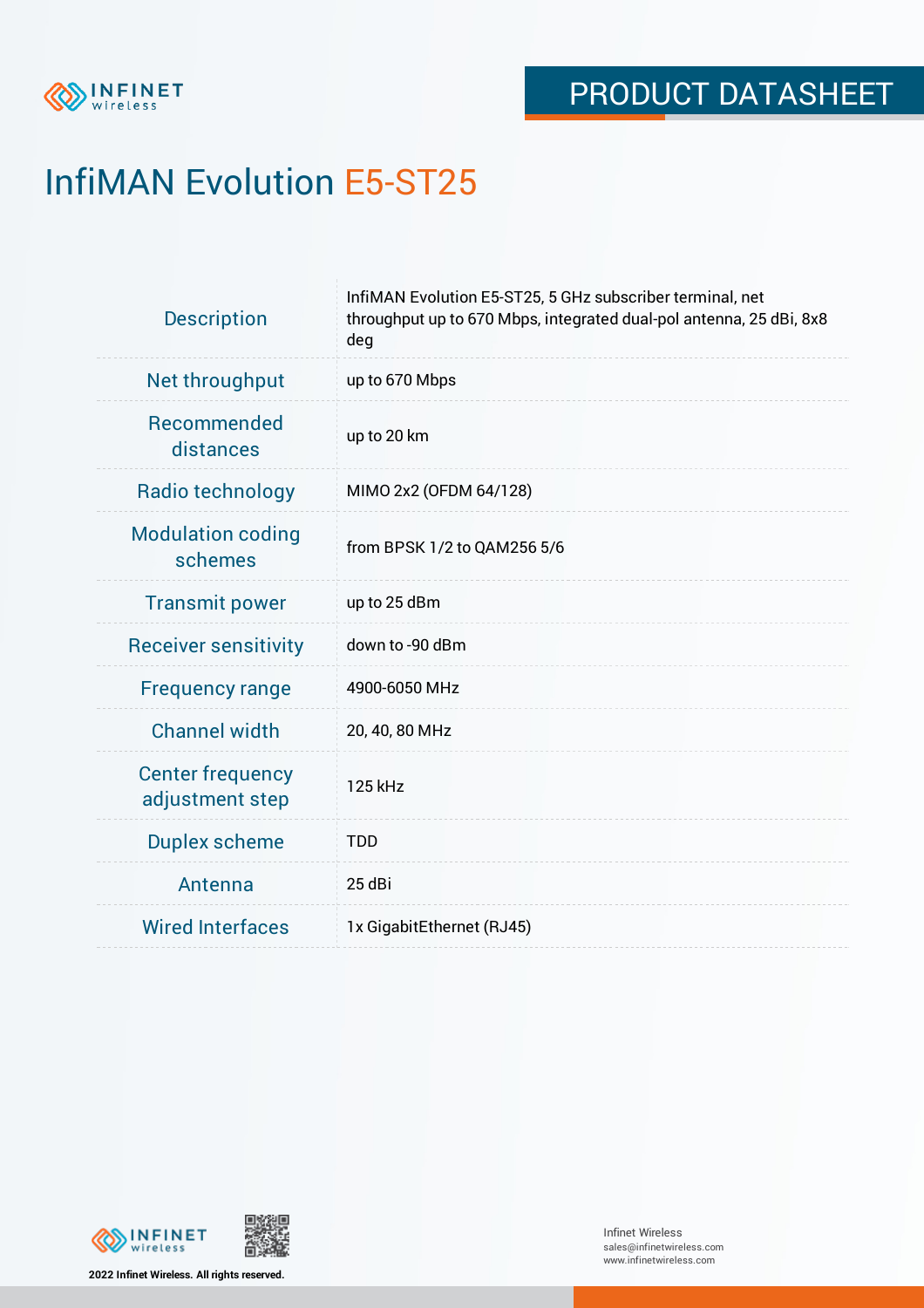PRODUCT DATASHEET

# InfiMAN Evolution E5-ST25

| | |
|---|---|
| Description | InfiMAN Evolution E5-ST25, 5 GHz subscriber terminal, net throughput up to 670 Mbps, integrated dual-pol antenna, 25 dBi, 8x8 deg |
| Net throughput | up to 670 Mbps |
| Recommended distances | up to 20 km |
| Radio technology | MIMO 2x2 (OFDM 64/128) |
| Modulation coding schemes | from BPSK 1/2 to QAM256 5/6 |
| Transmit power | up to 25 dBm |
| Receiver sensitivity | down to -90 dBm |
| Frequency range | 4900-6050 MHz |
| Channel width | 20, 40, 80 MHz |
| Center frequency adjustment step | 125 kHz |
| Duplex scheme | TDD |
| Antenna | 25 dBi |
| Wired Interfaces | 1x GigabitEthernet (RJ45) |

2022 Infinet Wireless. All rights reserved.

Infinet Wireless
sales@infinetwireless.com
www.infinetwireless.com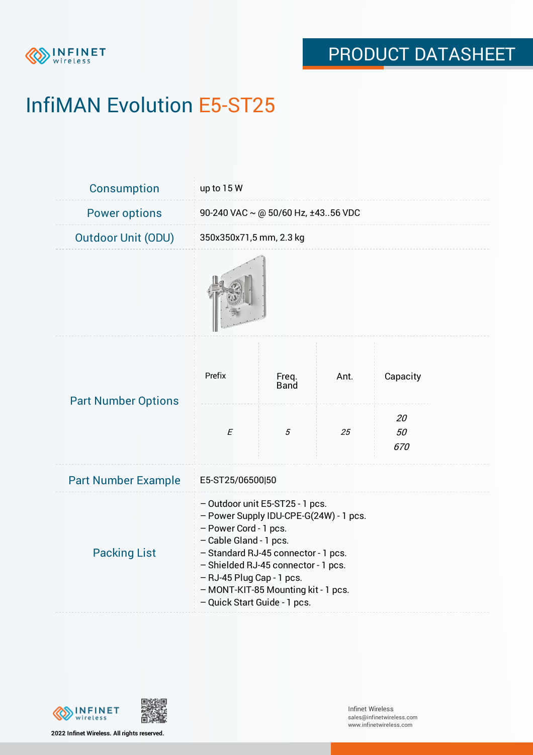# InfiMAN Evolution E5-ST25

| | |
|---|---|
| Consumption | up to 15 W |
| Power options | 90-240 VAC ~ @ 50/60 Hz, ±43..56 VDC |
| Outdoor Unit (ODU) | 350x350x71,5 mm, 2.3 kg |

**Part Number Options**

| Prefix | Freq. Band | Ant. | Capacity |
|---|---|---|---|
| *E* | *5* | *25* | *20*<br>*50*<br>*670* |

| | |
|---|---|
| Part Number Example | E5-ST25/06500\|50 |
| Packing List | – Outdoor unit E5-ST25 - 1 pcs.<br>– Power Supply IDU-CPE-G(24W) - 1 pcs.<br>– Power Cord - 1 pcs.<br>– Cable Gland - 1 pcs.<br>– Standard RJ-45 connector - 1 pcs.<br>– Shielded RJ-45 connector - 1 pcs.<br>– RJ-45 Plug Cap - 1 pcs.<br>– MONT-KIT-85 Mounting kit - 1 pcs.<br>– Quick Start Guide - 1 pcs. |

2022 Infinet Wireless. All rights reserved.

Infinet Wireless
sales@infinetwireless.com
www.infinetwireless.com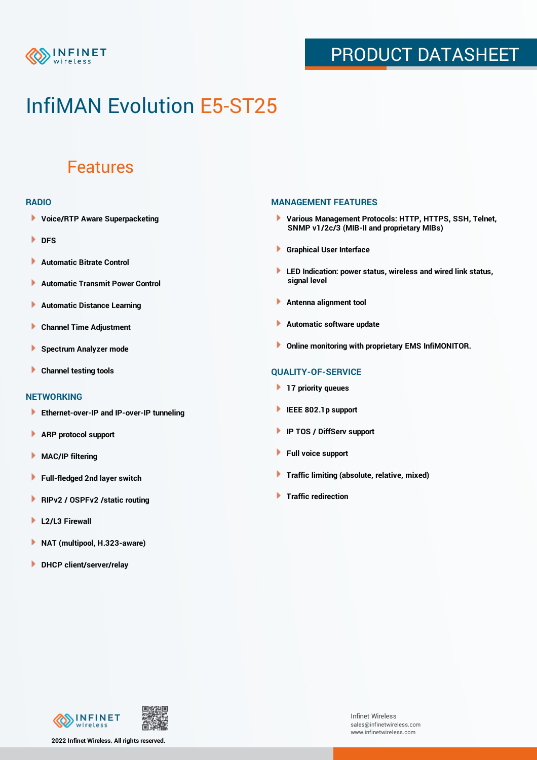# InfiMAN Evolution E5-ST25

## Features

### RADIO

- Voice/RTP Aware Superpacketing
- DFS
- Automatic Bitrate Control
- Automatic Transmit Power Control
- Automatic Distance Learning
- Channel Time Adjustment
- Spectrum Analyzer mode
- Channel testing tools

### NETWORKING

- Ethernet-over-IP and IP-over-IP tunneling
- ARP protocol support
- MAC/IP filtering
- Full-fledged 2nd layer switch
- RIPv2 / OSPFv2 /static routing
- L2/L3 Firewall
- NAT (multipool, H.323-aware)
- DHCP client/server/relay

### MANAGEMENT FEATURES

- Various Management Protocols: HTTP, HTTPS, SSH, Telnet, SNMP v1/2c/3 (MIB-II and proprietary MIBs)
- Graphical User Interface
- LED Indication: power status, wireless and wired link status, signal level
- Antenna alignment tool
- Automatic software update
- Online monitoring with proprietary EMS InfiMONITOR.

### QUALITY-OF-SERVICE

- 17 priority queues
- IEEE 802.1p support
- IP TOS / DiffServ support
- Full voice support
- Traffic limiting (absolute, relative, mixed)
- Traffic redirection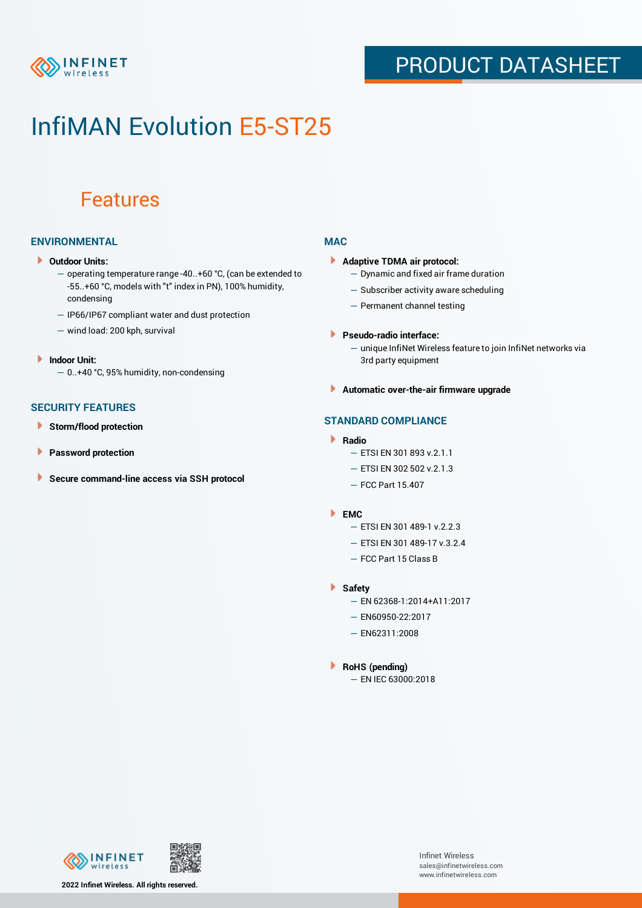# InfiMAN Evolution E5-ST25

## Features

### ENVIRONMENTAL

- **Outdoor Units:**
  - operating temperature range -40..+60 °C, (can be extended to -55..+60 °C, models with "t" index in PN), 100% humidity, condensing
  - IP66/IP67 compliant water and dust protection
  - wind load: 200 kph, survival
- **Indoor Unit:**
  - 0..+40 °C, 95% humidity, non-condensing

### SECURITY FEATURES

- **Storm/flood protection**
- **Password protection**
- **Secure command-line access via SSH protocol**

### MAC

- **Adaptive TDMA air protocol:**
  - Dynamic and fixed air frame duration
  - Subscriber activity aware scheduling
  - Permanent channel testing
- **Pseudo-radio interface:**
  - unique InfiNet Wireless feature to join InfiNet networks via 3rd party equipment
- **Automatic over-the-air firmware upgrade**

### STANDARD COMPLIANCE

- **Radio**
  - ETSI EN 301 893 v.2.1.1
  - ETSI EN 302 502 v.2.1.3
  - FCC Part 15.407
- **EMC**
  - ETSI EN 301 489-1 v.2.2.3
  - ETSI EN 301 489-17 v.3.2.4
  - FCC Part 15 Class B
- **Safety**
  - EN 62368-1:2014+A11:2017
  - EN60950-22:2017
  - EN62311:2008
- **RoHS (pending)**
  - EN IEC 63000:2018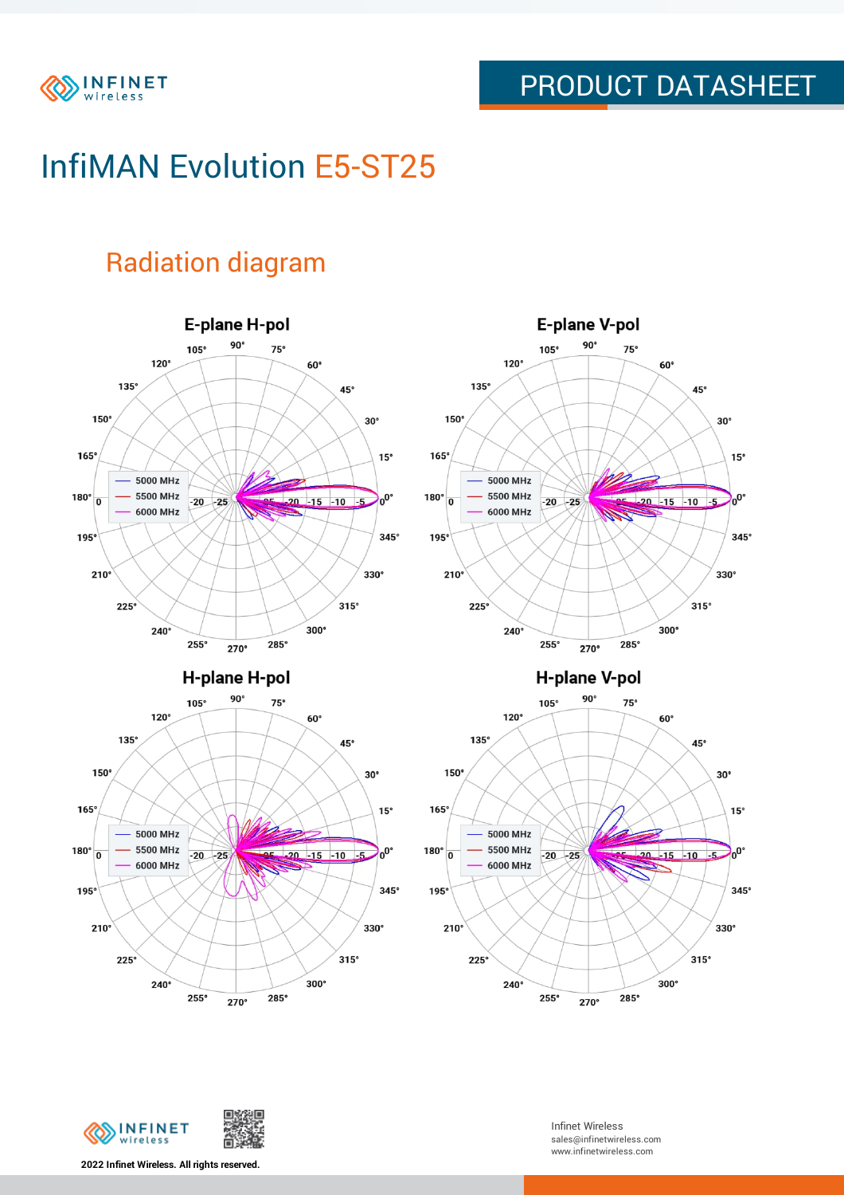# InfiMAN Evolution E5-ST25

## Radiation diagram

**E-plane H-pol**

90° 75° 60° 45° 30° 15° 0° 345° 330° 315° 300° 285° 270° 255° 240° 225° 210° 195° 180° 165° 150° 135° 120° 105°

0 -25 -20 -15 -10 -5 0

5000 MHz
5500 MHz
6000 MHz

**E-plane V-pol**

90° 75° 60° 45° 30° 15° 0° 345° 330° 315° 300° 285° 270° 255° 240° 225° 210° 195° 180° 165° 150° 135° 120° 105°

0 -25 -20 -15 -10 -5 0

5000 MHz
5500 MHz
6000 MHz

**H-plane H-pol**

90° 75° 60° 45° 30° 15° 0° 345° 330° 315° 300° 285° 270° 255° 240° 225° 210° 195° 180° 165° 150° 135° 120° 105°

0 -25 -20 -15 -10 -5 0

5000 MHz
5500 MHz
6000 MHz

**H-plane V-pol**

90° 75° 60° 45° 30° 15° 0° 345° 330° 315° 300° 285° 270° 255° 240° 225° 210° 195° 180° 165° 150° 135° 120° 105°

0 -25 -20 -15 -10 -5 0

5000 MHz
5500 MHz
6000 MHz

2022 Infinet Wireless. All rights reserved.

Infinet Wireless
sales@infinetwireless.com
www.infinetwireless.com